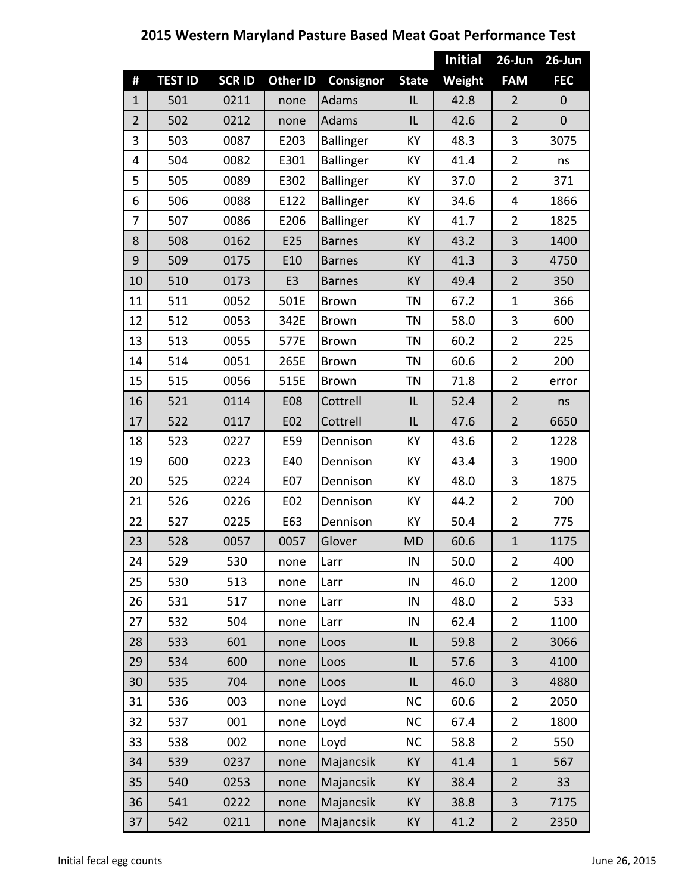# 2015 Western Maryland Pasture Based Meat Goat Performance Test

| # | TEST ID | SCR ID | Other ID | Consignor | State | Initial Weight | 26-Jun FAM | 26-Jun FEC |
|---|---|---|---|---|---|---|---|---|
| 1 | 501 | 0211 | none | Adams | IL | 42.8 | 2 | 0 |
| 2 | 502 | 0212 | none | Adams | IL | 42.6 | 2 | 0 |
| 3 | 503 | 0087 | E203 | Ballinger | KY | 48.3 | 3 | 3075 |
| 4 | 504 | 0082 | E301 | Ballinger | KY | 41.4 | 2 | ns |
| 5 | 505 | 0089 | E302 | Ballinger | KY | 37.0 | 2 | 371 |
| 6 | 506 | 0088 | E122 | Ballinger | KY | 34.6 | 4 | 1866 |
| 7 | 507 | 0086 | E206 | Ballinger | KY | 41.7 | 2 | 1825 |
| 8 | 508 | 0162 | E25 | Barnes | KY | 43.2 | 3 | 1400 |
| 9 | 509 | 0175 | E10 | Barnes | KY | 41.3 | 3 | 4750 |
| 10 | 510 | 0173 | E3 | Barnes | KY | 49.4 | 2 | 350 |
| 11 | 511 | 0052 | 501E | Brown | TN | 67.2 | 1 | 366 |
| 12 | 512 | 0053 | 342E | Brown | TN | 58.0 | 3 | 600 |
| 13 | 513 | 0055 | 577E | Brown | TN | 60.2 | 2 | 225 |
| 14 | 514 | 0051 | 265E | Brown | TN | 60.6 | 2 | 200 |
| 15 | 515 | 0056 | 515E | Brown | TN | 71.8 | 2 | error |
| 16 | 521 | 0114 | E08 | Cottrell | IL | 52.4 | 2 | ns |
| 17 | 522 | 0117 | E02 | Cottrell | IL | 47.6 | 2 | 6650 |
| 18 | 523 | 0227 | E59 | Dennison | KY | 43.6 | 2 | 1228 |
| 19 | 600 | 0223 | E40 | Dennison | KY | 43.4 | 3 | 1900 |
| 20 | 525 | 0224 | E07 | Dennison | KY | 48.0 | 3 | 1875 |
| 21 | 526 | 0226 | E02 | Dennison | KY | 44.2 | 2 | 700 |
| 22 | 527 | 0225 | E63 | Dennison | KY | 50.4 | 2 | 775 |
| 23 | 528 | 0057 | 0057 | Glover | MD | 60.6 | 1 | 1175 |
| 24 | 529 | 530 | none | Larr | IN | 50.0 | 2 | 400 |
| 25 | 530 | 513 | none | Larr | IN | 46.0 | 2 | 1200 |
| 26 | 531 | 517 | none | Larr | IN | 48.0 | 2 | 533 |
| 27 | 532 | 504 | none | Larr | IN | 62.4 | 2 | 1100 |
| 28 | 533 | 601 | none | Loos | IL | 59.8 | 2 | 3066 |
| 29 | 534 | 600 | none | Loos | IL | 57.6 | 3 | 4100 |
| 30 | 535 | 704 | none | Loos | IL | 46.0 | 3 | 4880 |
| 31 | 536 | 003 | none | Loyd | NC | 60.6 | 2 | 2050 |
| 32 | 537 | 001 | none | Loyd | NC | 67.4 | 2 | 1800 |
| 33 | 538 | 002 | none | Loyd | NC | 58.8 | 2 | 550 |
| 34 | 539 | 0237 | none | Majancsik | KY | 41.4 | 1 | 567 |
| 35 | 540 | 0253 | none | Majancsik | KY | 38.4 | 2 | 33 |
| 36 | 541 | 0222 | none | Majancsik | KY | 38.8 | 3 | 7175 |
| 37 | 542 | 0211 | none | Majancsik | KY | 41.2 | 2 | 2350 |

Initial fecal egg counts

June 26, 2015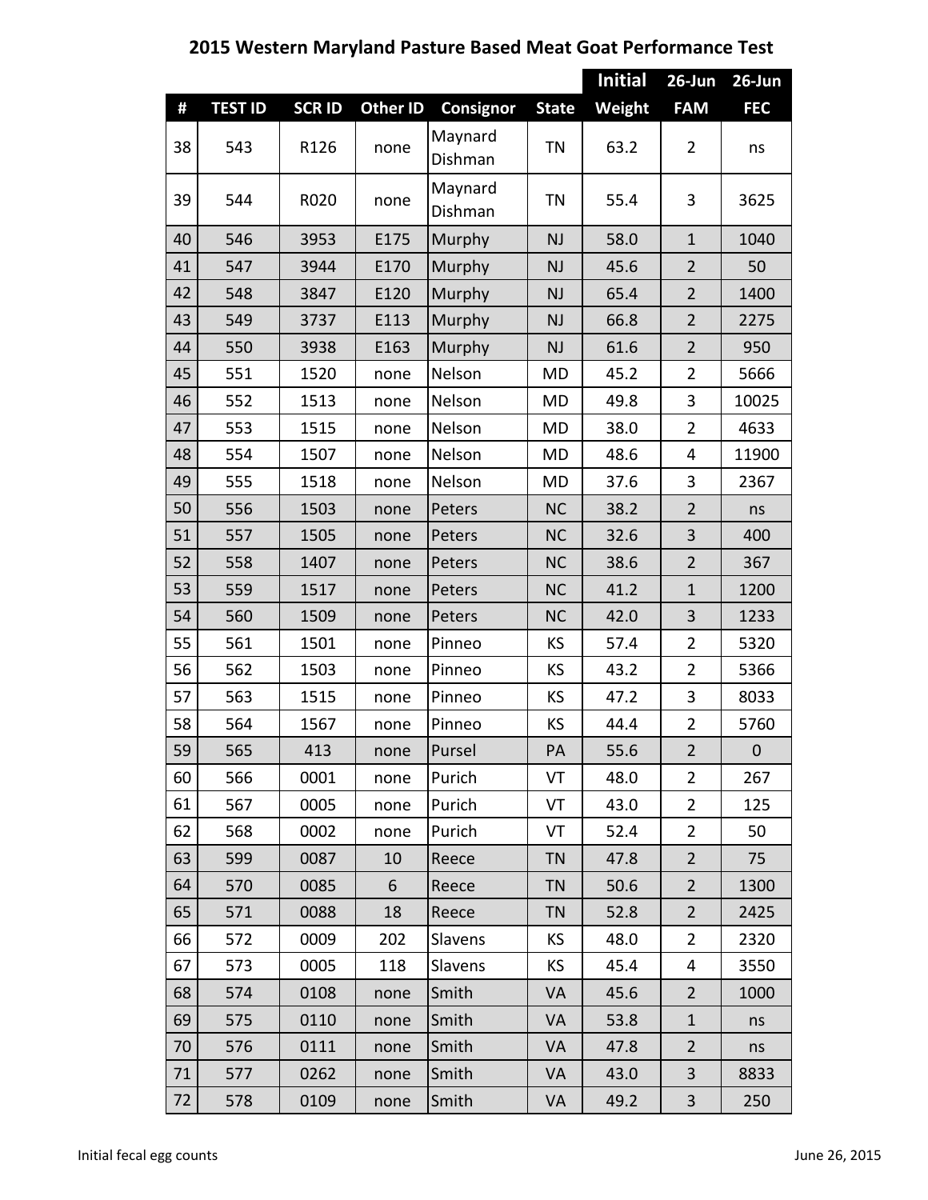## 2015 Western Maryland Pasture Based Meat Goat Performance Test

| # | TEST ID | SCR ID | Other ID | Consignor | State | Initial Weight | 26-Jun FAM | 26-Jun FEC |
|---|---|---|---|---|---|---|---|---|
| 38 | 543 | R126 | none | Maynard Dishman | TN | 63.2 | 2 | ns |
| 39 | 544 | R020 | none | Maynard Dishman | TN | 55.4 | 3 | 3625 |
| 40 | 546 | 3953 | E175 | Murphy | NJ | 58.0 | 1 | 1040 |
| 41 | 547 | 3944 | E170 | Murphy | NJ | 45.6 | 2 | 50 |
| 42 | 548 | 3847 | E120 | Murphy | NJ | 65.4 | 2 | 1400 |
| 43 | 549 | 3737 | E113 | Murphy | NJ | 66.8 | 2 | 2275 |
| 44 | 550 | 3938 | E163 | Murphy | NJ | 61.6 | 2 | 950 |
| 45 | 551 | 1520 | none | Nelson | MD | 45.2 | 2 | 5666 |
| 46 | 552 | 1513 | none | Nelson | MD | 49.8 | 3 | 10025 |
| 47 | 553 | 1515 | none | Nelson | MD | 38.0 | 2 | 4633 |
| 48 | 554 | 1507 | none | Nelson | MD | 48.6 | 4 | 11900 |
| 49 | 555 | 1518 | none | Nelson | MD | 37.6 | 3 | 2367 |
| 50 | 556 | 1503 | none | Peters | NC | 38.2 | 2 | ns |
| 51 | 557 | 1505 | none | Peters | NC | 32.6 | 3 | 400 |
| 52 | 558 | 1407 | none | Peters | NC | 38.6 | 2 | 367 |
| 53 | 559 | 1517 | none | Peters | NC | 41.2 | 1 | 1200 |
| 54 | 560 | 1509 | none | Peters | NC | 42.0 | 3 | 1233 |
| 55 | 561 | 1501 | none | Pinneo | KS | 57.4 | 2 | 5320 |
| 56 | 562 | 1503 | none | Pinneo | KS | 43.2 | 2 | 5366 |
| 57 | 563 | 1515 | none | Pinneo | KS | 47.2 | 3 | 8033 |
| 58 | 564 | 1567 | none | Pinneo | KS | 44.4 | 2 | 5760 |
| 59 | 565 | 413 | none | Pursel | PA | 55.6 | 2 | 0 |
| 60 | 566 | 0001 | none | Purich | VT | 48.0 | 2 | 267 |
| 61 | 567 | 0005 | none | Purich | VT | 43.0 | 2 | 125 |
| 62 | 568 | 0002 | none | Purich | VT | 52.4 | 2 | 50 |
| 63 | 599 | 0087 | 10 | Reece | TN | 47.8 | 2 | 75 |
| 64 | 570 | 0085 | 6 | Reece | TN | 50.6 | 2 | 1300 |
| 65 | 571 | 0088 | 18 | Reece | TN | 52.8 | 2 | 2425 |
| 66 | 572 | 0009 | 202 | Slavens | KS | 48.0 | 2 | 2320 |
| 67 | 573 | 0005 | 118 | Slavens | KS | 45.4 | 4 | 3550 |
| 68 | 574 | 0108 | none | Smith | VA | 45.6 | 2 | 1000 |
| 69 | 575 | 0110 | none | Smith | VA | 53.8 | 1 | ns |
| 70 | 576 | 0111 | none | Smith | VA | 47.8 | 2 | ns |
| 71 | 577 | 0262 | none | Smith | VA | 43.0 | 3 | 8833 |
| 72 | 578 | 0109 | none | Smith | VA | 49.2 | 3 | 250 |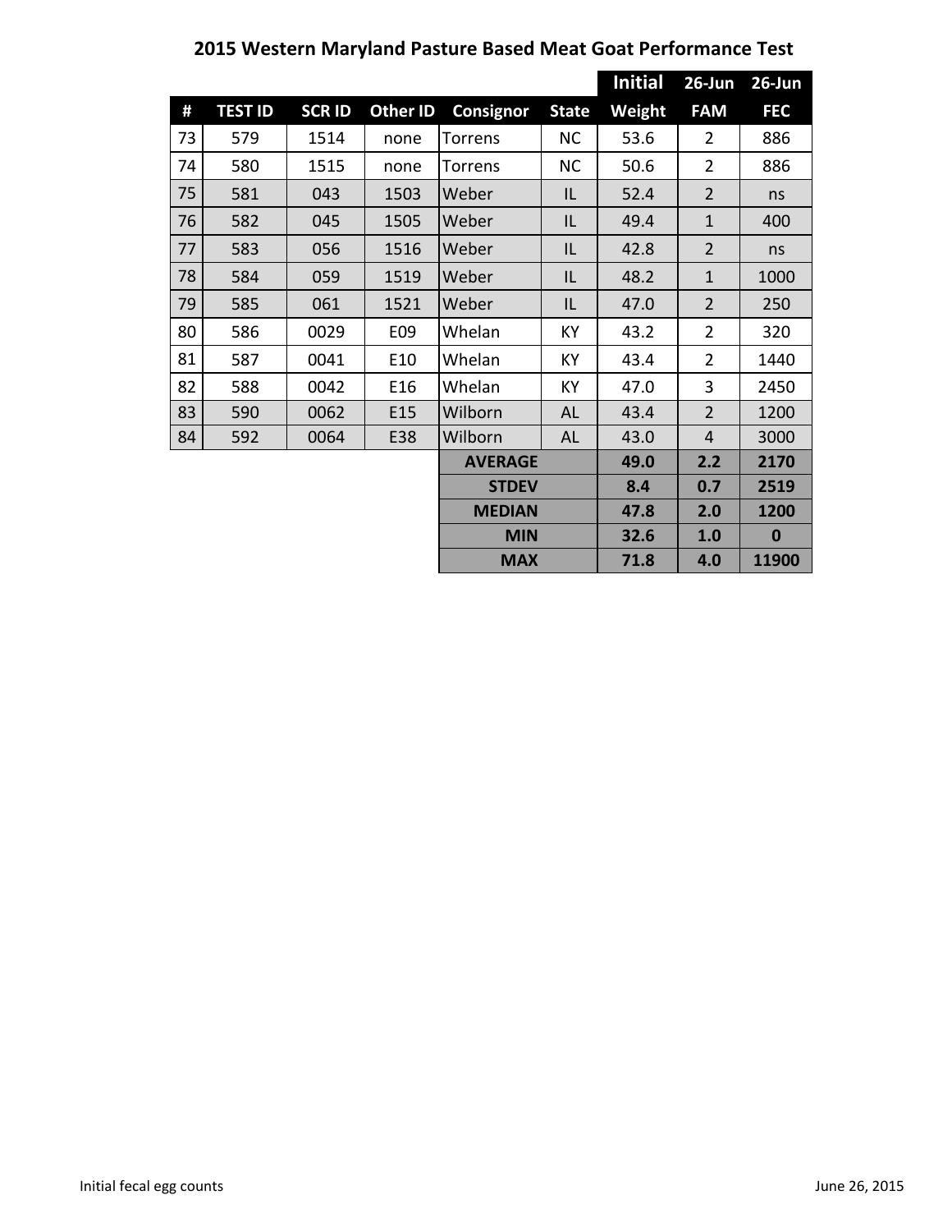## 2015 Western Maryland Pasture Based Meat Goat Performance Test

| # | TEST ID | SCR ID | Other ID | Consignor | State | Initial Weight | 26-Jun FAM | 26-Jun FEC |
|---|---|---|---|---|---|---|---|---|
| 73 | 579 | 1514 | none | Torrens | NC | 53.6 | 2 | 886 |
| 74 | 580 | 1515 | none | Torrens | NC | 50.6 | 2 | 886 |
| 75 | 581 | 043 | 1503 | Weber | IL | 52.4 | 2 | ns |
| 76 | 582 | 045 | 1505 | Weber | IL | 49.4 | 1 | 400 |
| 77 | 583 | 056 | 1516 | Weber | IL | 42.8 | 2 | ns |
| 78 | 584 | 059 | 1519 | Weber | IL | 48.2 | 1 | 1000 |
| 79 | 585 | 061 | 1521 | Weber | IL | 47.0 | 2 | 250 |
| 80 | 586 | 0029 | E09 | Whelan | KY | 43.2 | 2 | 320 |
| 81 | 587 | 0041 | E10 | Whelan | KY | 43.4 | 2 | 1440 |
| 82 | 588 | 0042 | E16 | Whelan | KY | 47.0 | 3 | 2450 |
| 83 | 590 | 0062 | E15 | Wilborn | AL | 43.4 | 2 | 1200 |
| 84 | 592 | 0064 | E38 | Wilborn | AL | 43.0 | 4 | 3000 |
| | | | | **AVERAGE** | | **49.0** | **2.2** | **2170** |
| | | | | **STDEV** | | **8.4** | **0.7** | **2519** |
| | | | | **MEDIAN** | | **47.8** | **2.0** | **1200** |
| | | | | **MIN** | | **32.6** | **1.0** | **0** |
| | | | | **MAX** | | **71.8** | **4.0** | **11900** |

Initial fecal egg counts

June 26, 2015